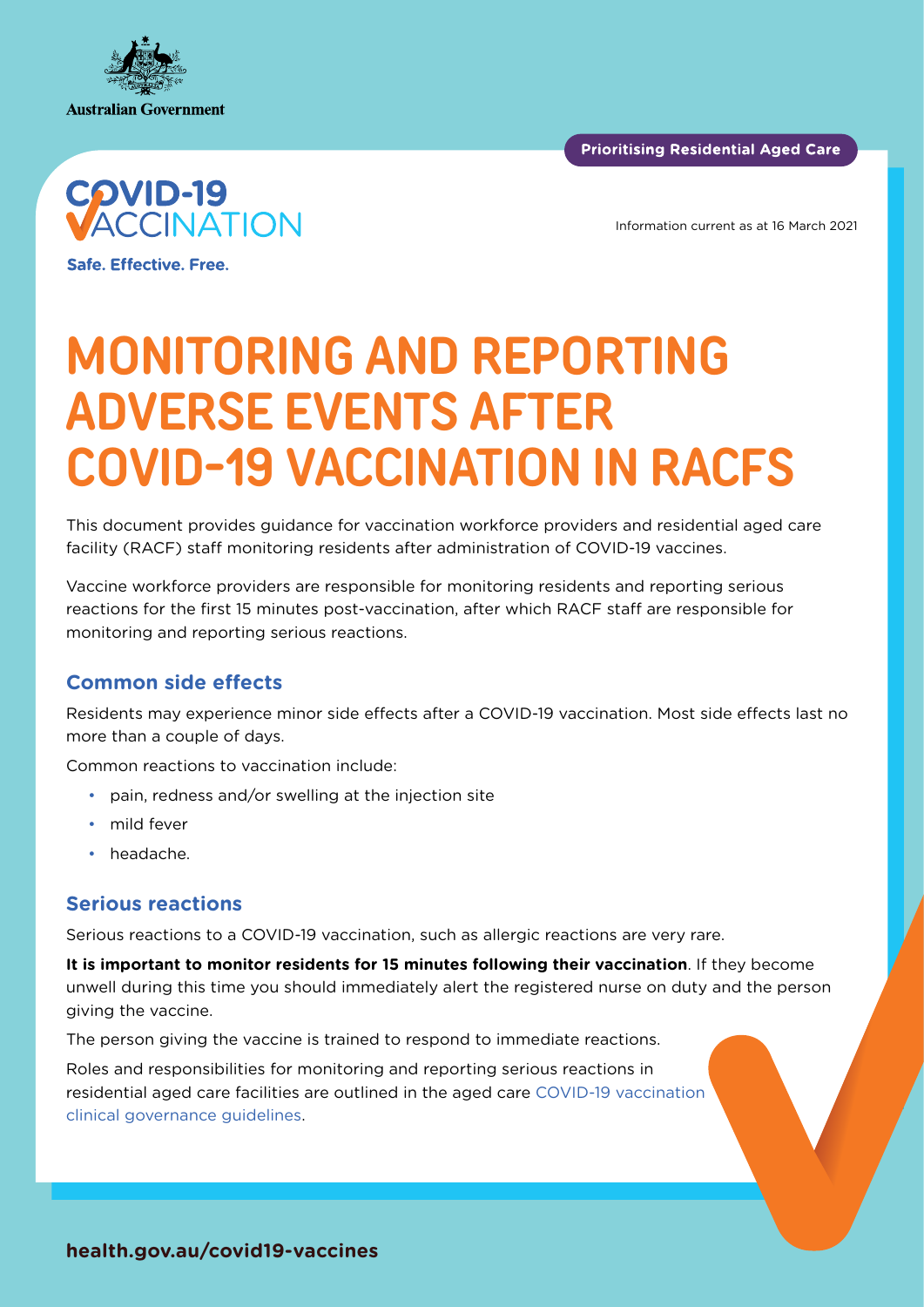Australian Government

**Prioritising Residential Aged Care**

COVID-19 VACCINATION

Safe. Effective. Free.

Information current as at 16 March 2021

# MONITORING AND REPORTING ADVERSE EVENTS AFTER COVID-19 VACCINATION IN RACFS

This document provides guidance for vaccination workforce providers and residential aged care facility (RACF) staff monitoring residents after administration of COVID-19 vaccines.

Vaccine workforce providers are responsible for monitoring residents and reporting serious reactions for the first 15 minutes post-vaccination, after which RACF staff are responsible for monitoring and reporting serious reactions.

## Common side effects

Residents may experience minor side effects after a COVID-19 vaccination. Most side effects last no more than a couple of days.

Common reactions to vaccination include:

- pain, redness and/or swelling at the injection site
- mild fever
- headache.

## Serious reactions

Serious reactions to a COVID-19 vaccination, such as allergic reactions are very rare.

**It is important to monitor residents for 15 minutes following their vaccination**. If they become unwell during this time you should immediately alert the registered nurse on duty and the person giving the vaccine.

The person giving the vaccine is trained to respond to immediate reactions.

Roles and responsibilities for monitoring and reporting serious reactions in residential aged care facilities are outlined in the aged care COVID-19 vaccination clinical governance guidelines.

**health.gov.au/covid19-vaccines**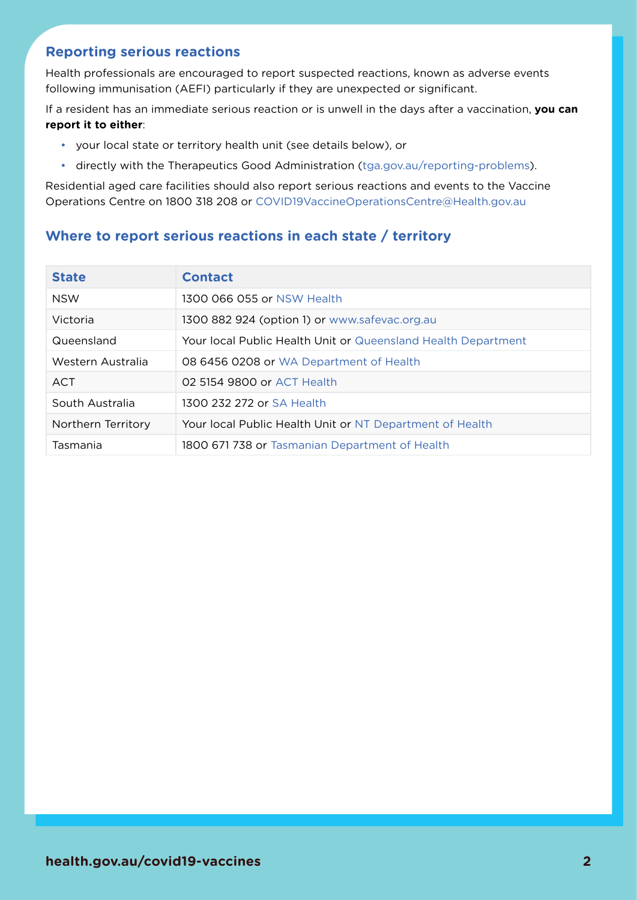## Reporting serious reactions

Health professionals are encouraged to report suspected reactions, known as adverse events following immunisation (AEFI) particularly if they are unexpected or significant.

If a resident has an immediate serious reaction or is unwell in the days after a vaccination, **you can report it to either**:

- your local state or territory health unit (see details below), or
- directly with the Therapeutics Good Administration (tga.gov.au/reporting-problems).

Residential aged care facilities should also report serious reactions and events to the Vaccine Operations Centre on 1800 318 208 or COVID19VaccineOperationsCentre@Health.gov.au

## Where to report serious reactions in each state / territory

| State | Contact |
|---|---|
| NSW | 1300 066 055 or NSW Health |
| Victoria | 1300 882 924 (option 1) or www.safevac.org.au |
| Queensland | Your local Public Health Unit or Queensland Health Department |
| Western Australia | 08 6456 0208 or WA Department of Health |
| ACT | 02 5154 9800 or ACT Health |
| South Australia | 1300 232 272 or SA Health |
| Northern Territory | Your local Public Health Unit or NT Department of Health |
| Tasmania | 1800 671 738 or Tasmanian Department of Health |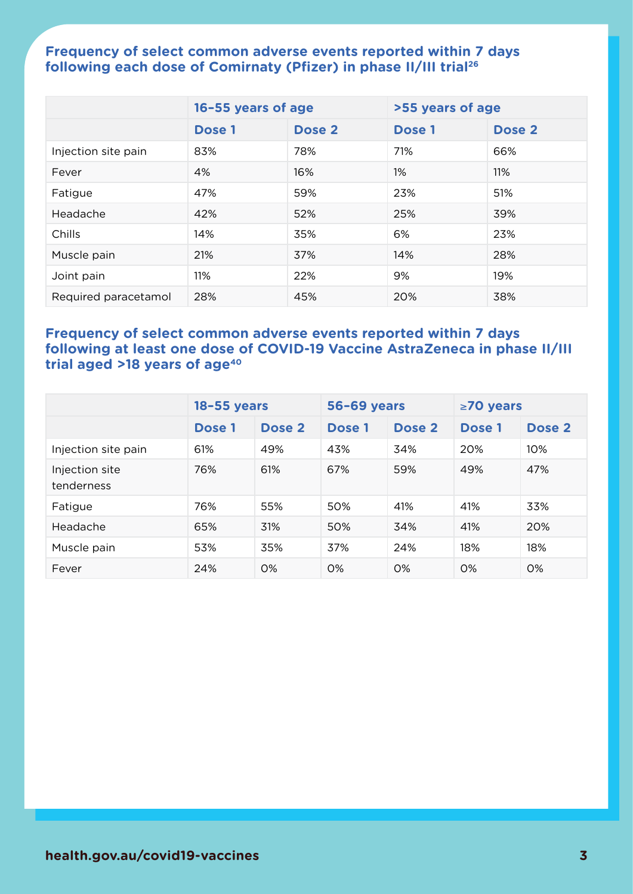### Frequency of select common adverse events reported within 7 days following each dose of Comirnaty (Pfizer) in phase II/III trial[26]

| | 16–55 years of age | | >55 years of age | |
|---|---|---|---|---|
| | Dose 1 | Dose 2 | Dose 1 | Dose 2 |
| Injection site pain | 83% | 78% | 71% | 66% |
| Fever | 4% | 16% | 1% | 11% |
| Fatigue | 47% | 59% | 23% | 51% |
| Headache | 42% | 52% | 25% | 39% |
| Chills | 14% | 35% | 6% | 23% |
| Muscle pain | 21% | 37% | 14% | 28% |
| Joint pain | 11% | 22% | 9% | 19% |
| Required paracetamol | 28% | 45% | 20% | 38% |

### Frequency of select common adverse events reported within 7 days following at least one dose of COVID-19 Vaccine AstraZeneca in phase II/III trial aged >18 years of age[40]

| | 18–55 years | | 56–69 years | | ≥70 years | |
|---|---|---|---|---|---|---|
| | Dose 1 | Dose 2 | Dose 1 | Dose 2 | Dose 1 | Dose 2 |
| Injection site pain | 61% | 49% | 43% | 34% | 20% | 10% |
| Injection site tenderness | 76% | 61% | 67% | 59% | 49% | 47% |
| Fatigue | 76% | 55% | 50% | 41% | 41% | 33% |
| Headache | 65% | 31% | 50% | 34% | 41% | 20% |
| Muscle pain | 53% | 35% | 37% | 24% | 18% | 18% |
| Fever | 24% | 0% | 0% | 0% | 0% | 0% |

health.gov.au/covid19-vaccines